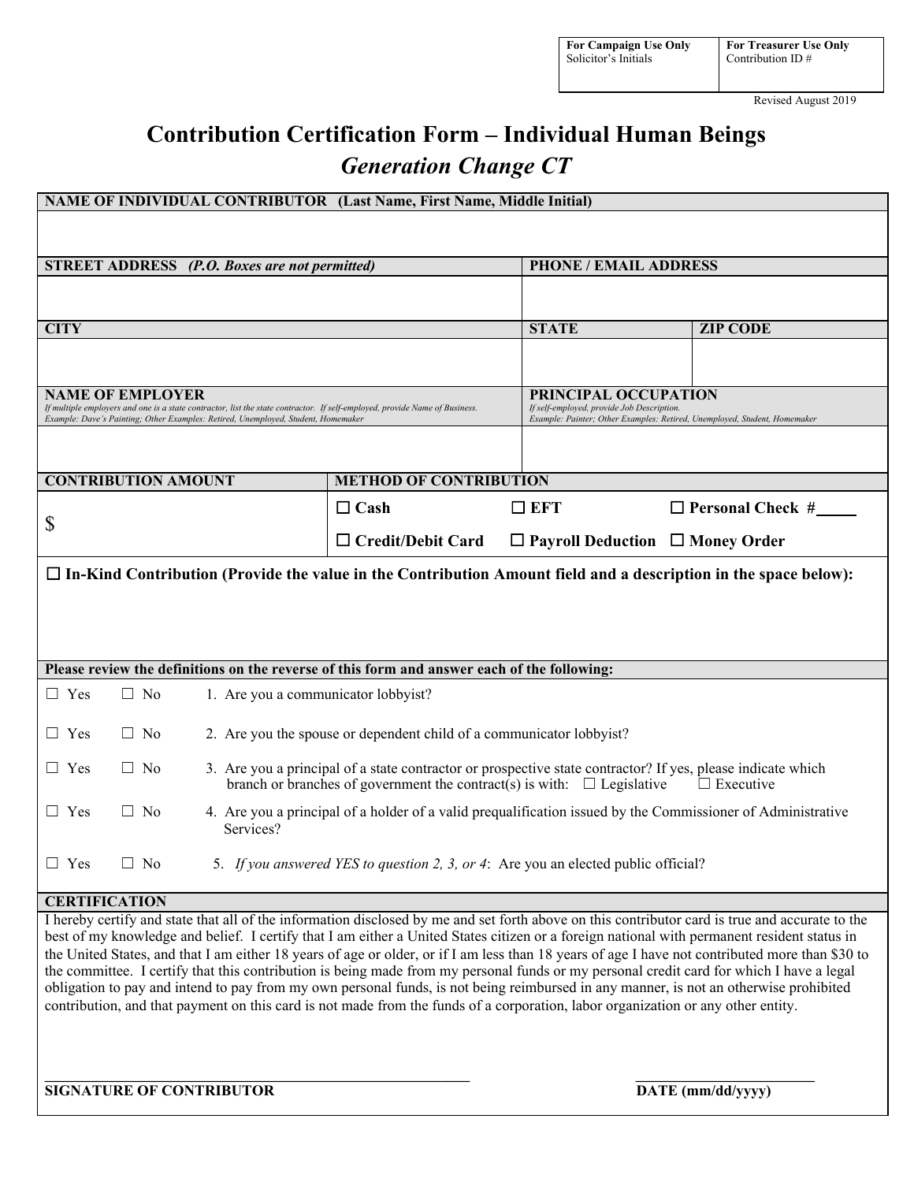| For Campaign Use Only<br>Solicitor's Initials | For Treasurer Use Only<br>Contribution ID # |
|---|---|
| | |

Revised August 2019

# Contribution Certification Form – Individual Human Beings

## *Generation Change CT*

| **NAME OF INDIVIDUAL CONTRIBUTOR** (Last Name, First Name, Middle Initial) | | |
|---|---|---|
| | | |
| **STREET ADDRESS** *(P.O. Boxes are not permitted)* | **PHONE / EMAIL ADDRESS** | |
| | | |
| **CITY** | **STATE** | **ZIP CODE** |
| | | |
| **NAME OF EMPLOYER**<br>*If multiple employers and one is a state contractor, list the state contractor. If self-employed, provide Name of Business. Example: Dave's Painting; Other Examples: Retired, Unemployed, Student, Homemaker* | **PRINCIPAL OCCUPATION**<br>*If self-employed, provide Job Description. Example: Painter; Other Examples: Retired, Unemployed, Student, Homemaker* | |
| | | |

| **CONTRIBUTION AMOUNT** | **METHOD OF CONTRIBUTION** | | |
|---|---|---|---|
| $ | ☐ **Cash** | ☐ **EFT** | ☐ **Personal Check #**____ |
| | ☐ **Credit/Debit Card** | ☐ **Payroll Deduction** | ☐ **Money Order** |

☐ **In-Kind Contribution (Provide the value in the Contribution Amount field and a description in the space below):**

**Please review the definitions on the reverse of this form and answer each of the following:**

☐ Yes ☐ No 1. Are you a communicator lobbyist?

☐ Yes ☐ No 2. Are you the spouse or dependent child of a communicator lobbyist?

☐ Yes ☐ No 3. Are you a principal of a state contractor or prospective state contractor? If yes, please indicate which branch or branches of government the contract(s) is with: ☐ Legislative ☐ Executive

☐ Yes ☐ No 4. Are you a principal of a holder of a valid prequalification issued by the Commissioner of Administrative Services?

☐ Yes ☐ No 5. *If you answered YES to question 2, 3, or 4*: Are you an elected public official?

**CERTIFICATION**

I hereby certify and state that all of the information disclosed by me and set forth above on this contributor card is true and accurate to the best of my knowledge and belief. I certify that I am either a United States citizen or a foreign national with permanent resident status in the United States, and that I am either 18 years of age or older, or if I am less than 18 years of age I have not contributed more than $30 to the committee. I certify that this contribution is being made from my personal funds or my personal credit card for which I have a legal obligation to pay and intend to pay from my own personal funds, is not being reimbursed in any manner, is not an otherwise prohibited contribution, and that payment on this card is not made from the funds of a corporation, labor organization or any other entity.

_______________________________________________ ________________________

**SIGNATURE OF CONTRIBUTOR** **DATE (mm/dd/yyyy)**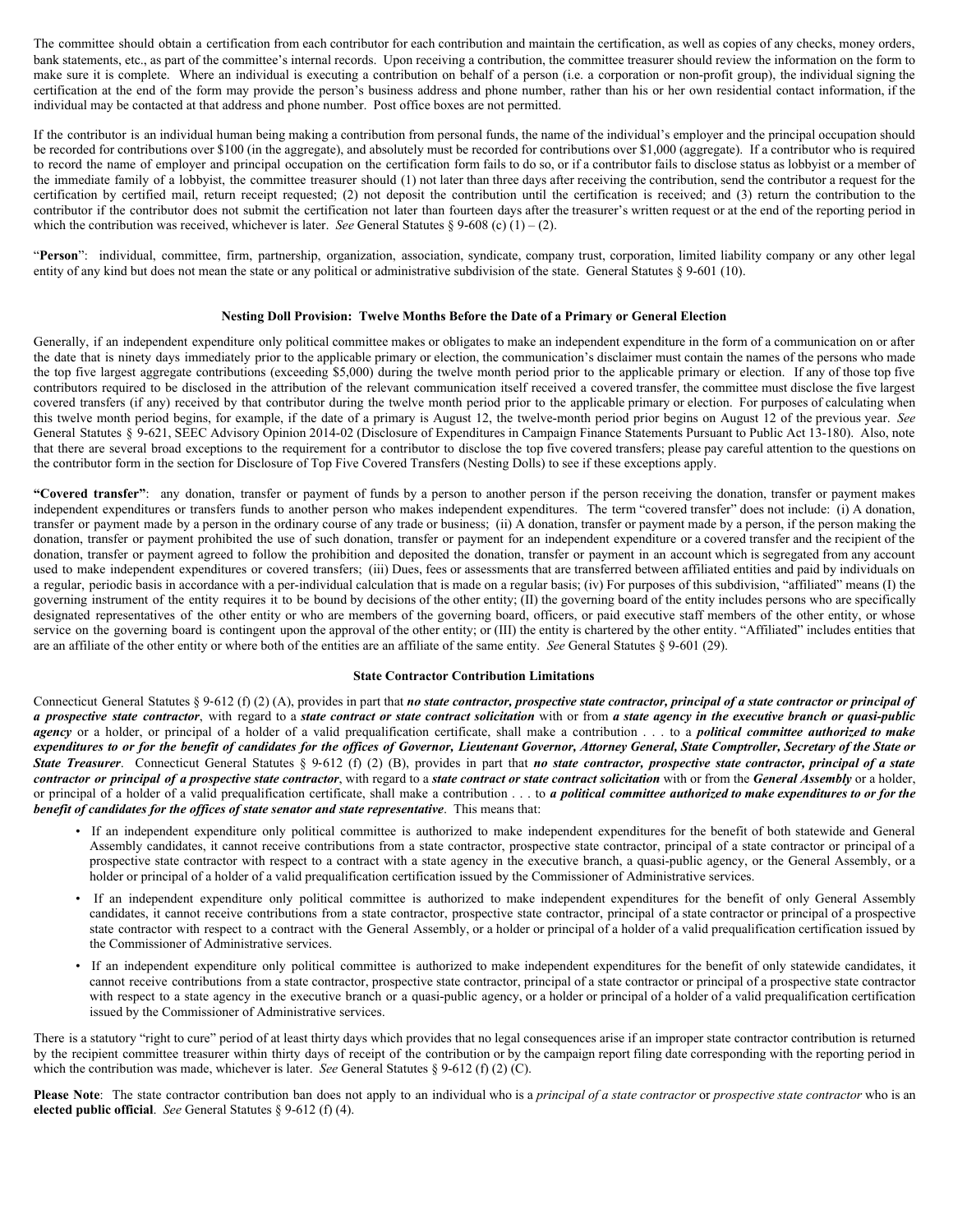The committee should obtain a certification from each contributor for each contribution and maintain the certification, as well as copies of any checks, money orders, bank statements, etc., as part of the committee's internal records. Upon receiving a contribution, the committee treasurer should review the information on the form to make sure it is complete. Where an individual is executing a contribution on behalf of a person (i.e. a corporation or non-profit group), the individual signing the certification at the end of the form may provide the person's business address and phone number, rather than his or her own residential contact information, if the individual may be contacted at that address and phone number. Post office boxes are not permitted.

If the contributor is an individual human being making a contribution from personal funds, the name of the individual's employer and the principal occupation should be recorded for contributions over $100 (in the aggregate), and absolutely must be recorded for contributions over $1,000 (aggregate). If a contributor who is required to record the name of employer and principal occupation on the certification form fails to do so, or if a contributor fails to disclose status as lobbyist or a member of the immediate family of a lobbyist, the committee treasurer should (1) not later than three days after receiving the contribution, send the contributor a request for the certification by certified mail, return receipt requested; (2) not deposit the contribution until the certification is received; and (3) return the contribution to the contributor if the contributor does not submit the certification not later than fourteen days after the treasurer's written request or at the end of the reporting period in which the contribution was received, whichever is later. *See* General Statutes § 9-608 (c) (1) – (2).

"**Person**": individual, committee, firm, partnership, organization, association, syndicate, company trust, corporation, limited liability company or any other legal entity of any kind but does not mean the state or any political or administrative subdivision of the state. General Statutes § 9-601 (10).

### Nesting Doll Provision: Twelve Months Before the Date of a Primary or General Election

Generally, if an independent expenditure only political committee makes or obligates to make an independent expenditure in the form of a communication on or after the date that is ninety days immediately prior to the applicable primary or election, the communication's disclaimer must contain the names of the persons who made the top five largest aggregate contributions (exceeding $5,000) during the twelve month period prior to the applicable primary or election. If any of those top five contributors required to be disclosed in the attribution of the relevant communication itself received a covered transfer, the committee must disclose the five largest covered transfers (if any) received by that contributor during the twelve month period prior to the applicable primary or election. For purposes of calculating when this twelve month period begins, for example, if the date of a primary is August 12, the twelve-month period prior begins on August 12 of the previous year. *See* General Statutes § 9-621, SEEC Advisory Opinion 2014-02 (Disclosure of Expenditures in Campaign Finance Statements Pursuant to Public Act 13-180). Also, note that there are several broad exceptions to the requirement for a contributor to disclose the top five covered transfers; please pay careful attention to the questions on the contributor form in the section for Disclosure of Top Five Covered Transfers (Nesting Dolls) to see if these exceptions apply.

**"Covered transfer"**: any donation, transfer or payment of funds by a person to another person if the person receiving the donation, transfer or payment makes independent expenditures or transfers funds to another person who makes independent expenditures. The term "covered transfer" does not include: (i) A donation, transfer or payment made by a person in the ordinary course of any trade or business; (ii) A donation, transfer or payment made by a person, if the person making the donation, transfer or payment prohibited the use of such donation, transfer or payment for an independent expenditure or a covered transfer and the recipient of the donation, transfer or payment agreed to follow the prohibition and deposited the donation, transfer or payment in an account which is segregated from any account used to make independent expenditures or covered transfers; (iii) Dues, fees or assessments that are transferred between affiliated entities and paid by individuals on a regular, periodic basis in accordance with a per-individual calculation that is made on a regular basis; (iv) For purposes of this subdivision, "affiliated" means (I) the governing instrument of the entity requires it to be bound by decisions of the other entity; (II) the governing board of the entity includes persons who are specifically designated representatives of the other entity or who are members of the governing board, officers, or paid executive staff members of the other entity, or whose service on the governing board is contingent upon the approval of the other entity; or (III) the entity is chartered by the other entity. "Affiliated" includes entities that are an affiliate of the other entity or where both of the entities are an affiliate of the same entity. *See* General Statutes § 9-601 (29).

### State Contractor Contribution Limitations

Connecticut General Statutes § 9-612 (f) (2) (A), provides in part that ***no state contractor, prospective state contractor, principal of a state contractor or principal of a prospective state contractor***, with regard to a ***state contract or state contract solicitation*** with or from ***a state agency in the executive branch or quasi-public agency*** or a holder, or principal of a holder of a valid prequalification certificate, shall make a contribution . . . to a ***political committee authorized to make expenditures to or for the benefit of candidates for the offices of Governor, Lieutenant Governor, Attorney General, State Comptroller, Secretary of the State or State Treasurer***. Connecticut General Statutes § 9-612 (f) (2) (B), provides in part that ***no state contractor, prospective state contractor, principal of a state contractor or principal of a prospective state contractor***, with regard to a ***state contract or state contract solicitation*** with or from the ***General Assembly*** or a holder, or principal of a holder of a valid prequalification certificate, shall make a contribution . . . to ***a political committee authorized to make expenditures to or for the benefit of candidates for the offices of state senator and state representative***. This means that:

- If an independent expenditure only political committee is authorized to make independent expenditures for the benefit of both statewide and General Assembly candidates, it cannot receive contributions from a state contractor, prospective state contractor, principal of a state contractor or principal of a prospective state contractor with respect to a contract with a state agency in the executive branch, a quasi-public agency, or the General Assembly, or a holder or principal of a holder of a valid prequalification certification issued by the Commissioner of Administrative services.
- If an independent expenditure only political committee is authorized to make independent expenditures for the benefit of only General Assembly candidates, it cannot receive contributions from a state contractor, prospective state contractor, principal of a state contractor or principal of a prospective state contractor with respect to a contract with the General Assembly, or a holder or principal of a holder of a valid prequalification certification issued by the Commissioner of Administrative services.
- If an independent expenditure only political committee is authorized to make independent expenditures for the benefit of only statewide candidates, it cannot receive contributions from a state contractor, prospective state contractor, principal of a state contractor or principal of a prospective state contractor with respect to a state agency in the executive branch or a quasi-public agency, or a holder or principal of a holder of a valid prequalification certification issued by the Commissioner of Administrative services.

There is a statutory "right to cure" period of at least thirty days which provides that no legal consequences arise if an improper state contractor contribution is returned by the recipient committee treasurer within thirty days of receipt of the contribution or by the campaign report filing date corresponding with the reporting period in which the contribution was made, whichever is later. *See* General Statutes § 9-612 (f) (2) (C).

**Please Note**: The state contractor contribution ban does not apply to an individual who is a *principal of a state contractor* or *prospective state contractor* who is an **elected public official**. *See* General Statutes § 9-612 (f) (4).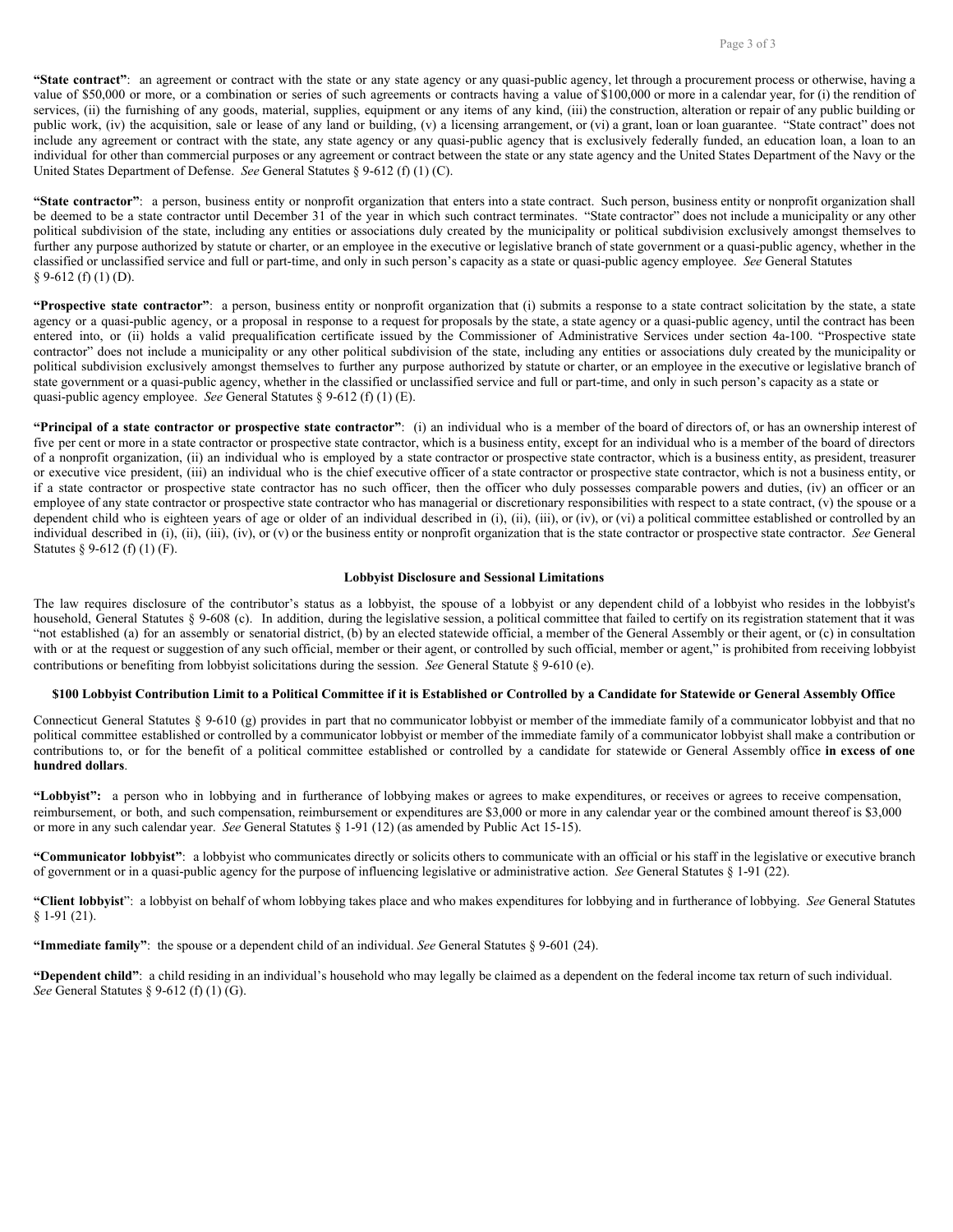**"State contract"**: an agreement or contract with the state or any state agency or any quasi-public agency, let through a procurement process or otherwise, having a value of $50,000 or more, or a combination or series of such agreements or contracts having a value of $100,000 or more in a calendar year, for (i) the rendition of services, (ii) the furnishing of any goods, material, supplies, equipment or any items of any kind, (iii) the construction, alteration or repair of any public building or public work, (iv) the acquisition, sale or lease of any land or building, (v) a licensing arrangement, or (vi) a grant, loan or loan guarantee. "State contract" does not include any agreement or contract with the state, any state agency or any quasi-public agency that is exclusively federally funded, an education loan, a loan to an individual for other than commercial purposes or any agreement or contract between the state or any state agency and the United States Department of the Navy or the United States Department of Defense. *See* General Statutes § 9-612 (f) (1) (C).

**"State contractor"**: a person, business entity or nonprofit organization that enters into a state contract. Such person, business entity or nonprofit organization shall be deemed to be a state contractor until December 31 of the year in which such contract terminates. "State contractor" does not include a municipality or any other political subdivision of the state, including any entities or associations duly created by the municipality or political subdivision exclusively amongst themselves to further any purpose authorized by statute or charter, or an employee in the executive or legislative branch of state government or a quasi-public agency, whether in the classified or unclassified service and full or part-time, and only in such person's capacity as a state or quasi-public agency employee. *See* General Statutes § 9-612 (f) (1) (D).

**"Prospective state contractor"**: a person, business entity or nonprofit organization that (i) submits a response to a state contract solicitation by the state, a state agency or a quasi-public agency, or a proposal in response to a request for proposals by the state, a state agency or a quasi-public agency, until the contract has been entered into, or (ii) holds a valid prequalification certificate issued by the Commissioner of Administrative Services under section 4a-100. "Prospective state contractor" does not include a municipality or any other political subdivision of the state, including any entities or associations duly created by the municipality or political subdivision exclusively amongst themselves to further any purpose authorized by statute or charter, or an employee in the executive or legislative branch of state government or a quasi-public agency, whether in the classified or unclassified service and full or part-time, and only in such person's capacity as a state or quasi-public agency employee. *See* General Statutes § 9-612 (f) (1) (E).

**"Principal of a state contractor or prospective state contractor"**: (i) an individual who is a member of the board of directors of, or has an ownership interest of five per cent or more in a state contractor or prospective state contractor, which is a business entity, except for an individual who is a member of the board of directors of a nonprofit organization, (ii) an individual who is employed by a state contractor or prospective state contractor, which is a business entity, as president, treasurer or executive vice president, (iii) an individual who is the chief executive officer of a state contractor or prospective state contractor, which is not a business entity, or if a state contractor or prospective state contractor has no such officer, then the officer who duly possesses comparable powers and duties, (iv) an officer or an employee of any state contractor or prospective state contractor who has managerial or discretionary responsibilities with respect to a state contract, (v) the spouse or a dependent child who is eighteen years of age or older of an individual described in (i), (ii), (iii), or (iv), or (vi) a political committee established or controlled by an individual described in (i), (ii), (iii), (iv), or (v) or the business entity or nonprofit organization that is the state contractor or prospective state contractor. *See* General Statutes § 9-612 (f) (1) (F).

**Lobbyist Disclosure and Sessional Limitations**

The law requires disclosure of the contributor's status as a lobbyist, the spouse of a lobbyist or any dependent child of a lobbyist who resides in the lobbyist's household, General Statutes § 9-608 (c). In addition, during the legislative session, a political committee that failed to certify on its registration statement that it was "not established (a) for an assembly or senatorial district, (b) by an elected statewide official, a member of the General Assembly or their agent, or (c) in consultation with or at the request or suggestion of any such official, member or their agent, or controlled by such official, member or agent," is prohibited from receiving lobbyist contributions or benefiting from lobbyist solicitations during the session. *See* General Statute § 9-610 (e).

**$100 Lobbyist Contribution Limit to a Political Committee if it is Established or Controlled by a Candidate for Statewide or General Assembly Office**

Connecticut General Statutes § 9-610 (g) provides in part that no communicator lobbyist or member of the immediate family of a communicator lobbyist and that no political committee established or controlled by a communicator lobbyist or member of the immediate family of a communicator lobbyist shall make a contribution or contributions to, or for the benefit of a political committee established or controlled by a candidate for statewide or General Assembly office **in excess of one hundred dollars**.

**"Lobbyist":** a person who in lobbying and in furtherance of lobbying makes or agrees to make expenditures, or receives or agrees to receive compensation, reimbursement, or both, and such compensation, reimbursement or expenditures are $3,000 or more in any calendar year or the combined amount thereof is $3,000 or more in any such calendar year. *See* General Statutes § 1-91 (12) (as amended by Public Act 15-15).

**"Communicator lobbyist"**: a lobbyist who communicates directly or solicits others to communicate with an official or his staff in the legislative or executive branch of government or in a quasi-public agency for the purpose of influencing legislative or administrative action. *See* General Statutes § 1-91 (22).

**"Client lobbyist"**: a lobbyist on behalf of whom lobbying takes place and who makes expenditures for lobbying and in furtherance of lobbying. *See* General Statutes § 1-91 (21).

**"Immediate family"**: the spouse or a dependent child of an individual. *See* General Statutes § 9-601 (24).

**"Dependent child"**: a child residing in an individual's household who may legally be claimed as a dependent on the federal income tax return of such individual. *See* General Statutes § 9-612 (f) (1) (G).